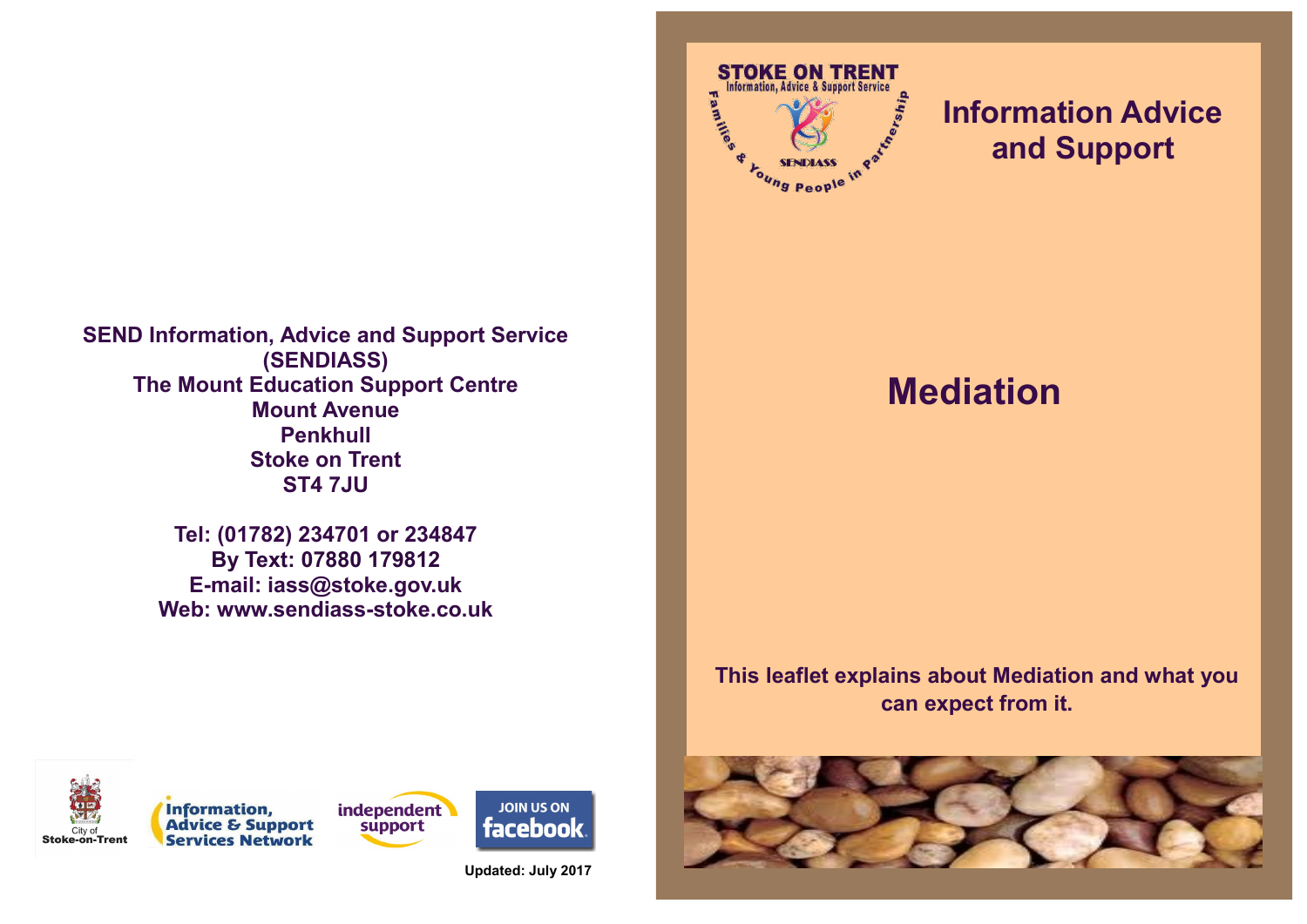SEND Information, Advice and Support Service (SENDIASS)
The Mount Education Support Centre
Mount Avenue
Penkhull
Stoke on Trent
ST4 7JU

Tel: (01782) 234701 or 234847
By Text: 07880 179812
E-mail: iass@stoke.gov.uk
Web: www.sendiass-stoke.co.uk

Updated: July 2017

# Information Advice and Support

# Mediation

**This leaflet explains about Mediation and what you can expect from it.**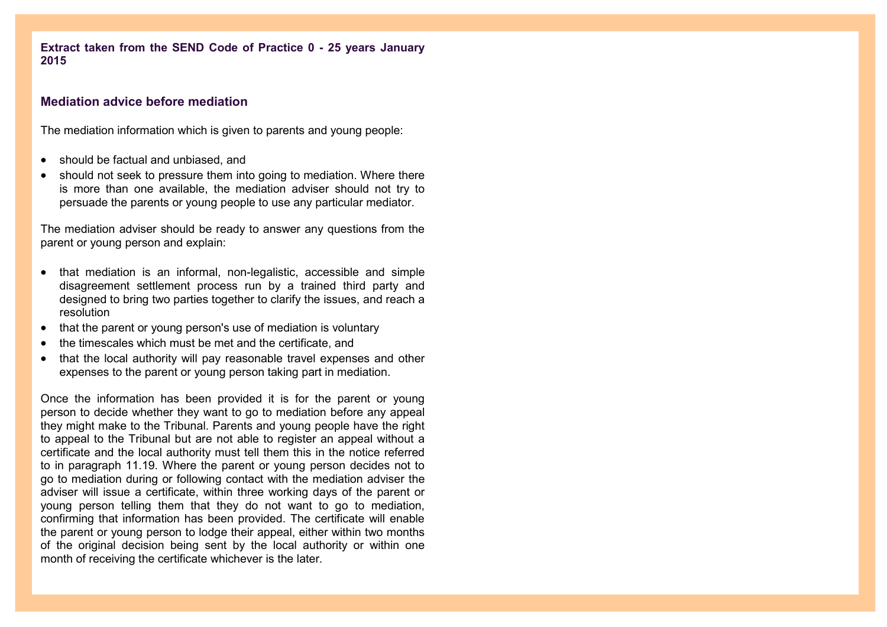**Extract taken from the SEND Code of Practice 0 - 25 years January 2015**

## Mediation advice before mediation

The mediation information which is given to parents and young people:

- should be factual and unbiased, and
- should not seek to pressure them into going to mediation. Where there is more than one available, the mediation adviser should not try to persuade the parents or young people to use any particular mediator.

The mediation adviser should be ready to answer any questions from the parent or young person and explain:

- that mediation is an informal, non-legalistic, accessible and simple disagreement settlement process run by a trained third party and designed to bring two parties together to clarify the issues, and reach a resolution
- that the parent or young person's use of mediation is voluntary
- the timescales which must be met and the certificate, and
- that the local authority will pay reasonable travel expenses and other expenses to the parent or young person taking part in mediation.

Once the information has been provided it is for the parent or young person to decide whether they want to go to mediation before any appeal they might make to the Tribunal. Parents and young people have the right to appeal to the Tribunal but are not able to register an appeal without a certificate and the local authority must tell them this in the notice referred to in paragraph 11.19. Where the parent or young person decides not to go to mediation during or following contact with the mediation adviser the adviser will issue a certificate, within three working days of the parent or young person telling them that they do not want to go to mediation, confirming that information has been provided. The certificate will enable the parent or young person to lodge their appeal, either within two months of the original decision being sent by the local authority or within one month of receiving the certificate whichever is the later.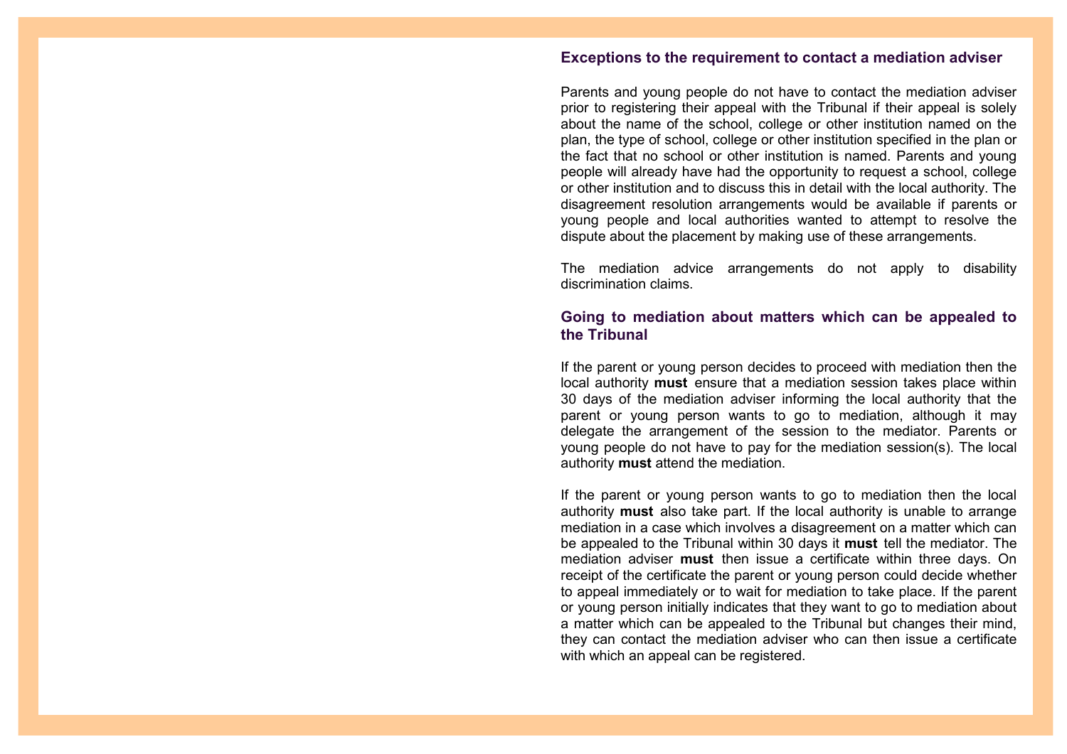### Exceptions to the requirement to contact a mediation adviser

Parents and young people do not have to contact the mediation adviser prior to registering their appeal with the Tribunal if their appeal is solely about the name of the school, college or other institution named on the plan, the type of school, college or other institution specified in the plan or the fact that no school or other institution is named. Parents and young people will already have had the opportunity to request a school, college or other institution and to discuss this in detail with the local authority. The disagreement resolution arrangements would be available if parents or young people and local authorities wanted to attempt to resolve the dispute about the placement by making use of these arrangements.

The mediation advice arrangements do not apply to disability discrimination claims.

### Going to mediation about matters which can be appealed to the Tribunal

If the parent or young person decides to proceed with mediation then the local authority **must** ensure that a mediation session takes place within 30 days of the mediation adviser informing the local authority that the parent or young person wants to go to mediation, although it may delegate the arrangement of the session to the mediator. Parents or young people do not have to pay for the mediation session(s). The local authority **must** attend the mediation.

If the parent or young person wants to go to mediation then the local authority **must** also take part. If the local authority is unable to arrange mediation in a case which involves a disagreement on a matter which can be appealed to the Tribunal within 30 days it **must** tell the mediator. The mediation adviser **must** then issue a certificate within three days. On receipt of the certificate the parent or young person could decide whether to appeal immediately or to wait for mediation to take place. If the parent or young person initially indicates that they want to go to mediation about a matter which can be appealed to the Tribunal but changes their mind, they can contact the mediation adviser who can then issue a certificate with which an appeal can be registered.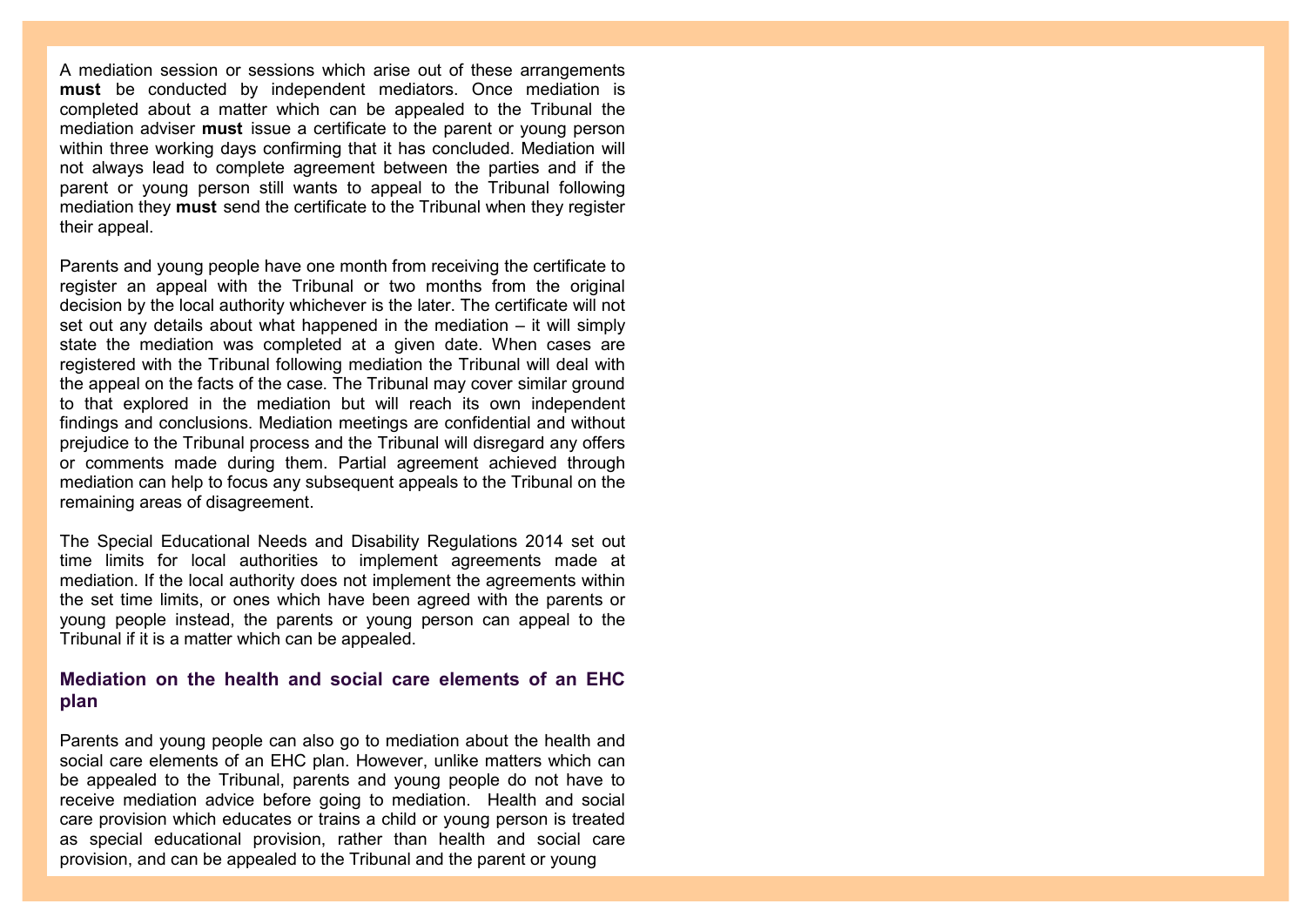A mediation session or sessions which arise out of these arrangements **must** be conducted by independent mediators. Once mediation is completed about a matter which can be appealed to the Tribunal the mediation adviser **must** issue a certificate to the parent or young person within three working days confirming that it has concluded. Mediation will not always lead to complete agreement between the parties and if the parent or young person still wants to appeal to the Tribunal following mediation they **must** send the certificate to the Tribunal when they register their appeal.

Parents and young people have one month from receiving the certificate to register an appeal with the Tribunal or two months from the original decision by the local authority whichever is the later. The certificate will not set out any details about what happened in the mediation – it will simply state the mediation was completed at a given date. When cases are registered with the Tribunal following mediation the Tribunal will deal with the appeal on the facts of the case. The Tribunal may cover similar ground to that explored in the mediation but will reach its own independent findings and conclusions. Mediation meetings are confidential and without prejudice to the Tribunal process and the Tribunal will disregard any offers or comments made during them. Partial agreement achieved through mediation can help to focus any subsequent appeals to the Tribunal on the remaining areas of disagreement.

The Special Educational Needs and Disability Regulations 2014 set out time limits for local authorities to implement agreements made at mediation. If the local authority does not implement the agreements within the set time limits, or ones which have been agreed with the parents or young people instead, the parents or young person can appeal to the Tribunal if it is a matter which can be appealed.

### Mediation on the health and social care elements of an EHC plan

Parents and young people can also go to mediation about the health and social care elements of an EHC plan. However, unlike matters which can be appealed to the Tribunal, parents and young people do not have to receive mediation advice before going to mediation. Health and social care provision which educates or trains a child or young person is treated as special educational provision, rather than health and social care provision, and can be appealed to the Tribunal and the parent or young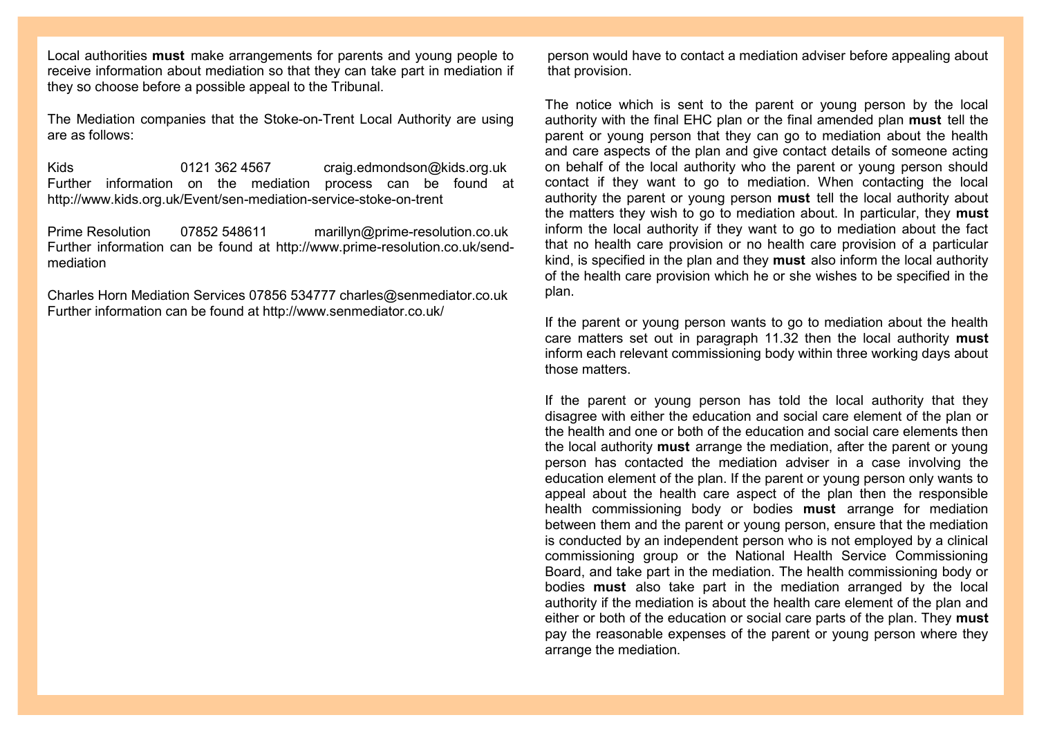Local authorities **must** make arrangements for parents and young people to receive information about mediation so that they can take part in mediation if they so choose before a possible appeal to the Tribunal.

The Mediation companies that the Stoke-on-Trent Local Authority are using are as follows:

Kids 0121 362 4567 craig.edmondson@kids.org.uk
Further information on the mediation process can be found at http://www.kids.org.uk/Event/sen-mediation-service-stoke-on-trent

Prime Resolution 07852 548611 marillyn@prime-resolution.co.uk
Further information can be found at http://www.prime-resolution.co.uk/send-mediation

Charles Horn Mediation Services 07856 534777 charles@senmediator.co.uk
Further information can be found at http://www.senmediator.co.uk/

person would have to contact a mediation adviser before appealing about that provision.

The notice which is sent to the parent or young person by the local authority with the final EHC plan or the final amended plan **must** tell the parent or young person that they can go to mediation about the health and care aspects of the plan and give contact details of someone acting on behalf of the local authority who the parent or young person should contact if they want to go to mediation. When contacting the local authority the parent or young person **must** tell the local authority about the matters they wish to go to mediation about. In particular, they **must** inform the local authority if they want to go to mediation about the fact that no health care provision or no health care provision of a particular kind, is specified in the plan and they **must** also inform the local authority of the health care provision which he or she wishes to be specified in the plan.

If the parent or young person wants to go to mediation about the health care matters set out in paragraph 11.32 then the local authority **must** inform each relevant commissioning body within three working days about those matters.

If the parent or young person has told the local authority that they disagree with either the education and social care element of the plan or the health and one or both of the education and social care elements then the local authority **must** arrange the mediation, after the parent or young person has contacted the mediation adviser in a case involving the education element of the plan. If the parent or young person only wants to appeal about the health care aspect of the plan then the responsible health commissioning body or bodies **must** arrange for mediation between them and the parent or young person, ensure that the mediation is conducted by an independent person who is not employed by a clinical commissioning group or the National Health Service Commissioning Board, and take part in the mediation. The health commissioning body or bodies **must** also take part in the mediation arranged by the local authority if the mediation is about the health care element of the plan and either or both of the education or social care parts of the plan. They **must** pay the reasonable expenses of the parent or young person where they arrange the mediation.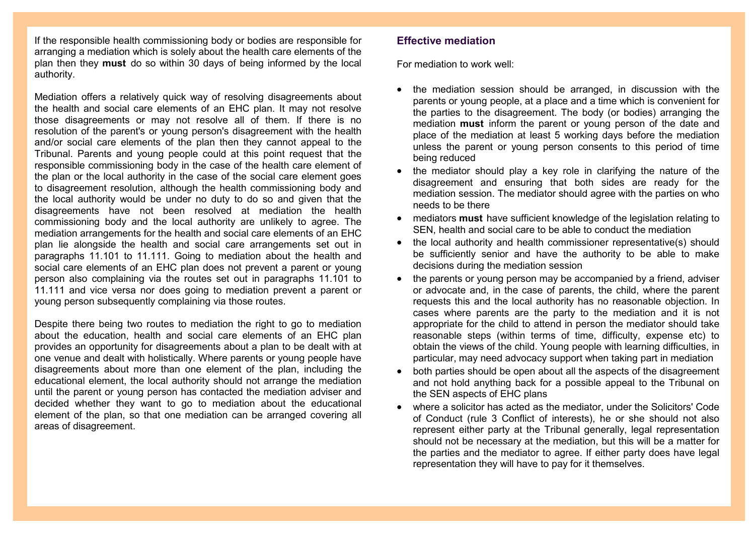If the responsible health commissioning body or bodies are responsible for arranging a mediation which is solely about the health care elements of the plan then they **must** do so within 30 days of being informed by the local authority.

Mediation offers a relatively quick way of resolving disagreements about the health and social care elements of an EHC plan. It may not resolve those disagreements or may not resolve all of them. If there is no resolution of the parent's or young person's disagreement with the health and/or social care elements of the plan then they cannot appeal to the Tribunal. Parents and young people could at this point request that the responsible commissioning body in the case of the health care element of the plan or the local authority in the case of the social care element goes to disagreement resolution, although the health commissioning body and the local authority would be under no duty to do so and given that the disagreements have not been resolved at mediation the health commissioning body and the local authority are unlikely to agree. The mediation arrangements for the health and social care elements of an EHC plan lie alongside the health and social care arrangements set out in paragraphs 11.101 to 11.111. Going to mediation about the health and social care elements of an EHC plan does not prevent a parent or young person also complaining via the routes set out in paragraphs 11.101 to 11.111 and vice versa nor does going to mediation prevent a parent or young person subsequently complaining via those routes.

Despite there being two routes to mediation the right to go to mediation about the education, health and social care elements of an EHC plan provides an opportunity for disagreements about a plan to be dealt with at one venue and dealt with holistically. Where parents or young people have disagreements about more than one element of the plan, including the educational element, the local authority should not arrange the mediation until the parent or young person has contacted the mediation adviser and decided whether they want to go to mediation about the educational element of the plan, so that one mediation can be arranged covering all areas of disagreement.

## Effective mediation

For mediation to work well:

- the mediation session should be arranged, in discussion with the parents or young people, at a place and a time which is convenient for the parties to the disagreement. The body (or bodies) arranging the mediation **must** inform the parent or young person of the date and place of the mediation at least 5 working days before the mediation unless the parent or young person consents to this period of time being reduced
- the mediator should play a key role in clarifying the nature of the disagreement and ensuring that both sides are ready for the mediation session. The mediator should agree with the parties on who needs to be there
- mediators **must** have sufficient knowledge of the legislation relating to SEN, health and social care to be able to conduct the mediation
- the local authority and health commissioner representative(s) should be sufficiently senior and have the authority to be able to make decisions during the mediation session
- the parents or young person may be accompanied by a friend, adviser or advocate and, in the case of parents, the child, where the parent requests this and the local authority has no reasonable objection. In cases where parents are the party to the mediation and it is not appropriate for the child to attend in person the mediator should take reasonable steps (within terms of time, difficulty, expense etc) to obtain the views of the child. Young people with learning difficulties, in particular, may need advocacy support when taking part in mediation
- both parties should be open about all the aspects of the disagreement and not hold anything back for a possible appeal to the Tribunal on the SEN aspects of EHC plans
- where a solicitor has acted as the mediator, under the Solicitors' Code of Conduct (rule 3 Conflict of interests), he or she should not also represent either party at the Tribunal generally, legal representation should not be necessary at the mediation, but this will be a matter for the parties and the mediator to agree. If either party does have legal representation they will have to pay for it themselves.